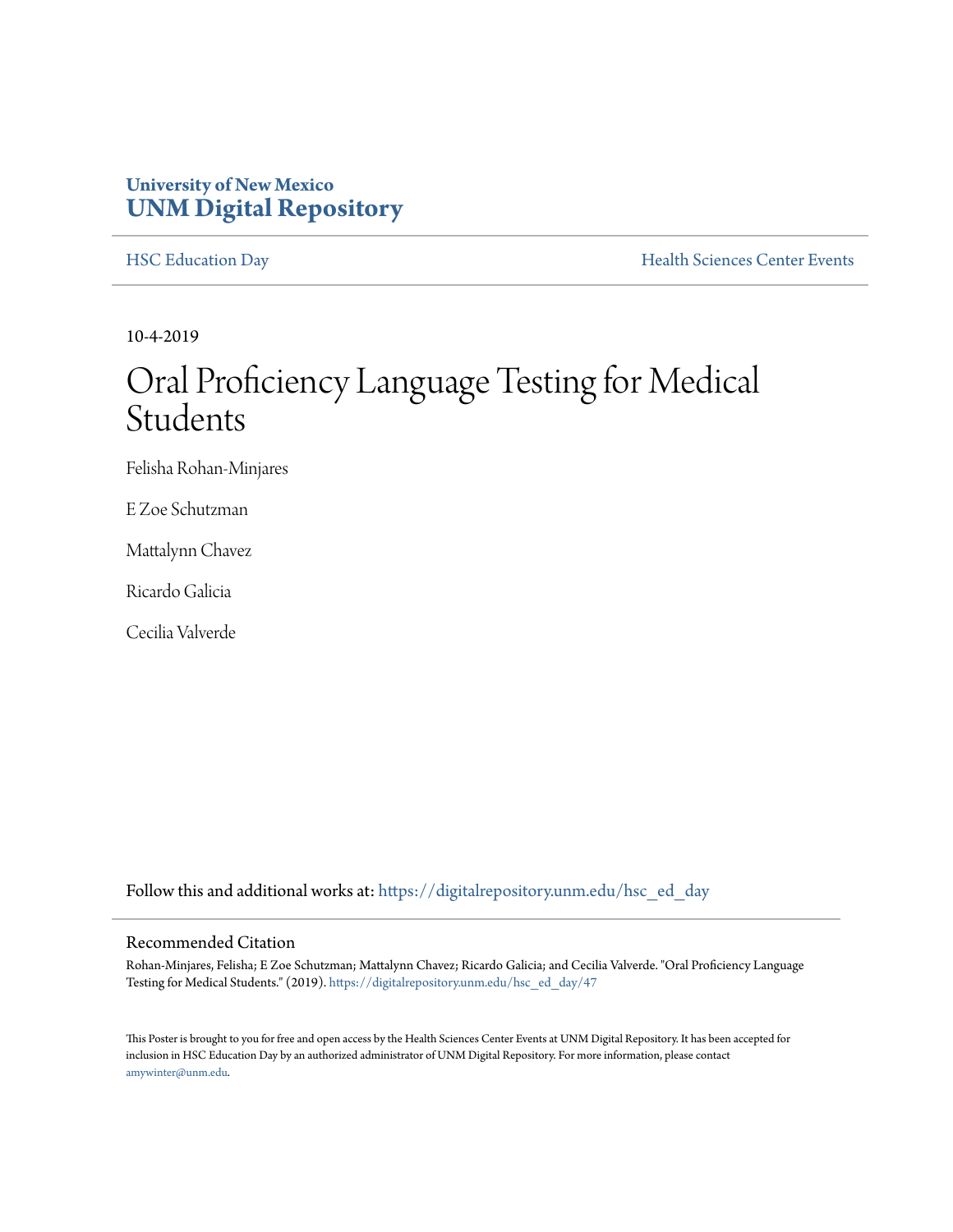University of New Mexico
**UNM Digital Repository**

HSC Education Day | Health Sciences Center Events

10-4-2019

# Oral Proficiency Language Testing for Medical Students

Felisha Rohan-Minjares

E Zoe Schutzman

Mattalynn Chavez

Ricardo Galicia

Cecilia Valverde

Follow this and additional works at: https://digitalrepository.unm.edu/hsc_ed_day

## Recommended Citation

Rohan-Minjares, Felisha; E Zoe Schutzman; Mattalynn Chavez; Ricardo Galicia; and Cecilia Valverde. "Oral Proficiency Language Testing for Medical Students." (2019). https://digitalrepository.unm.edu/hsc_ed_day/47

This Poster is brought to you for free and open access by the Health Sciences Center Events at UNM Digital Repository. It has been accepted for inclusion in HSC Education Day by an authorized administrator of UNM Digital Repository. For more information, please contact amywinter@unm.edu.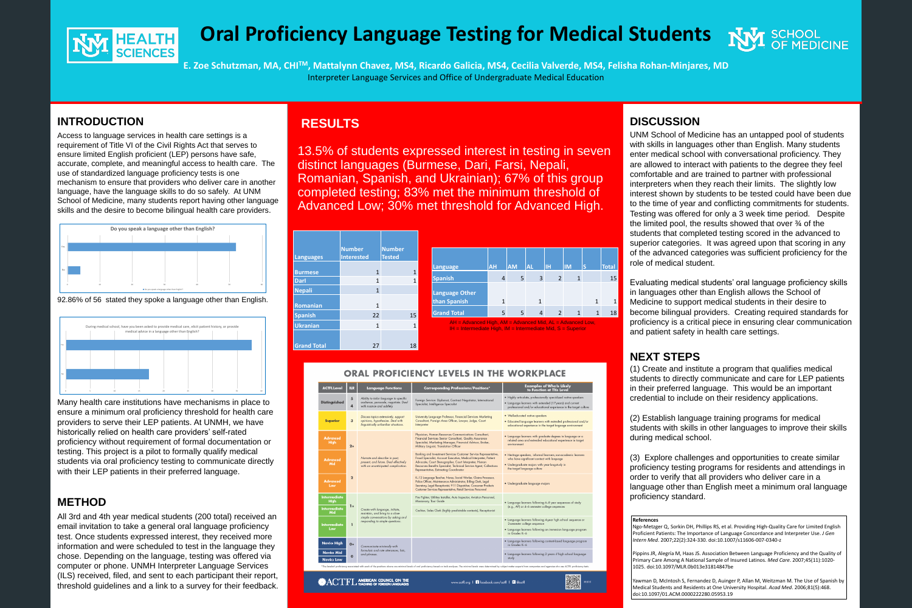# Oral Proficiency Language Testing for Medical Students

E. Zoe Schutzman, MA, CHI[TM], Mattalynn Chavez, MS4, Ricardo Galicia, MS4, Cecilia Valverde, MS4, Felisha Rohan-Minjares, MD

Interpreter Language Services and Office of Undergraduate Medical Education

## INTRODUCTION

Access to language services in health care settings is a requirement of Title VI of the Civil Rights Act that serves to ensure limited English proficient (LEP) persons have safe, accurate, complete, and meaningful access to health care. The use of standardized language proficiency tests is one mechanism to ensure that providers who deliver care in another language, have the language skills to do so safely. At UNM School of Medicine, many students report having other language skills and the desire to become bilingual health care providers.

Do you speak a language other than English?

Yes

No

92.86% of 56 stated they spoke a language other than English.

During medical school, have you been asked to provide medical care, elicit patient history, or provide medical advice in a language other than English?

Yes

No

Many health care institutions have mechanisms in place to ensure a minimum oral proficiency threshold for health care providers to serve their LEP patients. At UNMH, we have historically relied on health care providers' self-rated proficiency without requirement of formal documentation or testing. This project is a pilot to formally qualify medical students via oral proficiency testing to communicate directly with their LEP patients in their preferred language.

## METHOD

All 3rd and 4th year medical students (200 total) received an email invitation to take a general oral language proficiency test. Once students expressed interest, they received more information and were scheduled to test in the language they chose. Depending on the language, testing was offered via computer or phone. UNMH Interpreter Language Services (ILS) received, filed, and sent to each participant their report, threshold guidelines and a link to a survey for their feedback.

## RESULTS

13.5% of students expressed interest in testing in seven distinct languages (Burmese, Dari, Farsi, Nepali, Romanian, Spanish, and Ukrainian); 67% of this group completed testing; 83% met the minimum threshold of Advanced Low; 30% met threshold for Advanced High.

| Languages | Number Interested | Number Tested |
|---|---|---|
| Burmese | 1 | 1 |
| Dari | 1 | 1 |
| Nepali | 1 | |
| Romanian | 1 | |
| Spanish | 22 | 15 |
| Ukranian | 1 | 1 |
| Grand Total | 27 | 18 |

| Language | AH | AM | AL | IH | IM | S | Total |
|---|---|---|---|---|---|---|---|
| Spanish | 4 | 5 | 3 | 2 | 1 | | 15 |
| Language Other than Spanish | 1 | | 1 | | | 1 | 1 |
| Grand Total | 5 | 5 | 4 | 2 | 1 | 1 | 18 |

AH = Advanced High, AM = Advanced Mid, AL = Advanced Low, IH = Intermediate High, IM = Intermediate Mid, S = Superior

### ORAL PROFICIENCY LEVELS IN THE WORKPLACE

| ACTFL Level | ILR | Language Functions | Corresponding Professions/Positions* | Examples of Who Is Likely to Function at This Level |
|---|---|---|---|---|
| Distinguished | 5, 4 | Ability to tailor language to specific audience, persuade, negotiate. Deal with nuance and subtlety | Foreign Service: Diplomat, Contract Negotiator, International Specialist, Intelligence Specialist | Highly articulate, professionally specialized native speakers; Language learners with extended (15 years) and current professional and/or educational experience in the target culture |
| Superior | 3 | Discuss topics extensively, support opinions, hypothesize. Deal with linguistically unfamiliar situations. | University Language Professor, Financial Services Marketing Consultant, Foreign Area Officer, Lawyer, Judge, Court Interpreter | Well-educated native speakers; Educated language learners with extended professional and/or educational experience in the target language environment |
| Advanced High | 2+ | Narrate and describe in past, present, and future. Deal effectively with an unanticipated complication. | Physician, Human Resources Communications Consultant, Financial Services Senior Consultant, Quality Assurance Specialist, Marketing Manager, Financial Advisor, Broker, Military Linguist, Translation Officer | Language learners with graduate degrees in language or a related area and extended educational experience in target environment |
| Advanced Mid | | | Banking and Investment Services Customer Service Representative, Fraud Specialist, Account Executive, Medical Interpreter, Patient Advocate, Court Stenographer, Court Interpreter, Human Resources Benefits Specialist, Technical Service Agent, Collections Representative, Estimating Coordinator | Heritage speakers, informal learners, non-academic learners who have significant contact with language; Undergraduate majors with year-long study in the target language culture |
| Advanced Low | 2 | | K–12 Language Teacher, Nurse, Social Worker, Claims Processor, Police Officer, Maintenance Administrator, Billing Clerk, Legal Secretary, Legal Receptionist, 911 Dispatcher, Consumer Products Customer Service Representative, Retail Services Personnel | Undergraduate language majors |
| Intermediate High | 1+ | Create with language, initiate, maintain, and bring to a close simple conversations by asking and responding to simple questions. | Fire Fighter, Utilities Installer, Auto Inspector, Aviation Personnel, Missionary, Tour Guide | Language learners following 6–8 year sequences of study (e.g., AP) or 4–6 semester college sequences |
| Intermediate Mid | | | Cashier, Sales Clerk (highly predictable contexts), Receptionist | |
| Intermediate Low | 1 | | | Language learners following 4-year high school sequence or 2-semester college sequence; Language learners following an immersion language program in Grades K–6 |
| Novice High | 0+ | Communicate minimally with formulaic and rote utterances, lists, and phrases. | | Language learners following content-based language program in Grades K–6 |
| Novice Mid | 0 | | | Language learners following 2 years if high school language study |
| Novice Low | | | | |

*The lowest proficiency associated with each of the positions above are minimal levels of oral proficiency based on task analyses. The minimal levels were determined by subject matter experts from companies and agencies who use ACTFL proficiency tests.

ACTFL AMERICAN COUNCIL ON THE TEACHING OF FOREIGN LANGUAGES

www.actfl.org | facebook.com/actfl | @actfl

## DISCUSSION

UNM School of Medicine has an untapped pool of students with skills in languages other than English. Many students enter medical school with conversational proficiency. They are allowed to interact with patients to the degree they feel comfortable and are trained to partner with professional interpreters when they reach their limits. The slightly low interest shown by students to be tested could have been due to the time of year and conflicting commitments for students. Testing was offered for only a 3 week time period. Despite the limited pool, the results showed that over ¾ of the students that completed testing scored in the advanced to superior categories. It was agreed upon that scoring in any of the advanced categories was sufficient proficiency for the role of medical student.

Evaluating medical students' oral language proficiency skills in languages other than English allows the School of Medicine to support medical students in their desire to become bilingual providers. Creating required standards for proficiency is a critical piece in ensuring clear communication and patient safety in health care settings.

## NEXT STEPS

(1) Create and institute a program that qualifies medical students to directly communicate and care for LEP patients in their preferred language. This would be an important credential to include on their residency applications.

(2) Establish language training programs for medical students with skills in other languages to improve their skills during medical school.

(3) Explore challenges and opportunities to create similar proficiency testing programs for residents and attendings in order to verify that all providers who deliver care in a language other than English meet a minimum oral language proficiency standard.

### References

Ngo-Metzger Q, Sorkin DH, Phillips RS, et al. Providing High-Quality Care for Limited English Proficient Patients: The Importance of Language Concordance and Interpreter Use. *J Gen Intern Med*. 2007;22(2):324-330. doi:10.1007/s11606-007-0340-z

Pippins JR, Alegría M, Haas JS. Association Between Language Proficiency and the Quality of Primary Care Among A National Sample of Insured Latinos. *Med Care*. 2007;45(11):1020-1025. doi:10.1097/MLR.0b013e31814847be

Yawman D, McIntosh S, Fernandez D, Auinger P, Allan M, Weitzman M. The Use of Spanish by Medical Students and Residents at One University Hospital. *Acad Med*. 2006;81(5):468. doi:10.1097/01.ACM.0000222280.05953.19